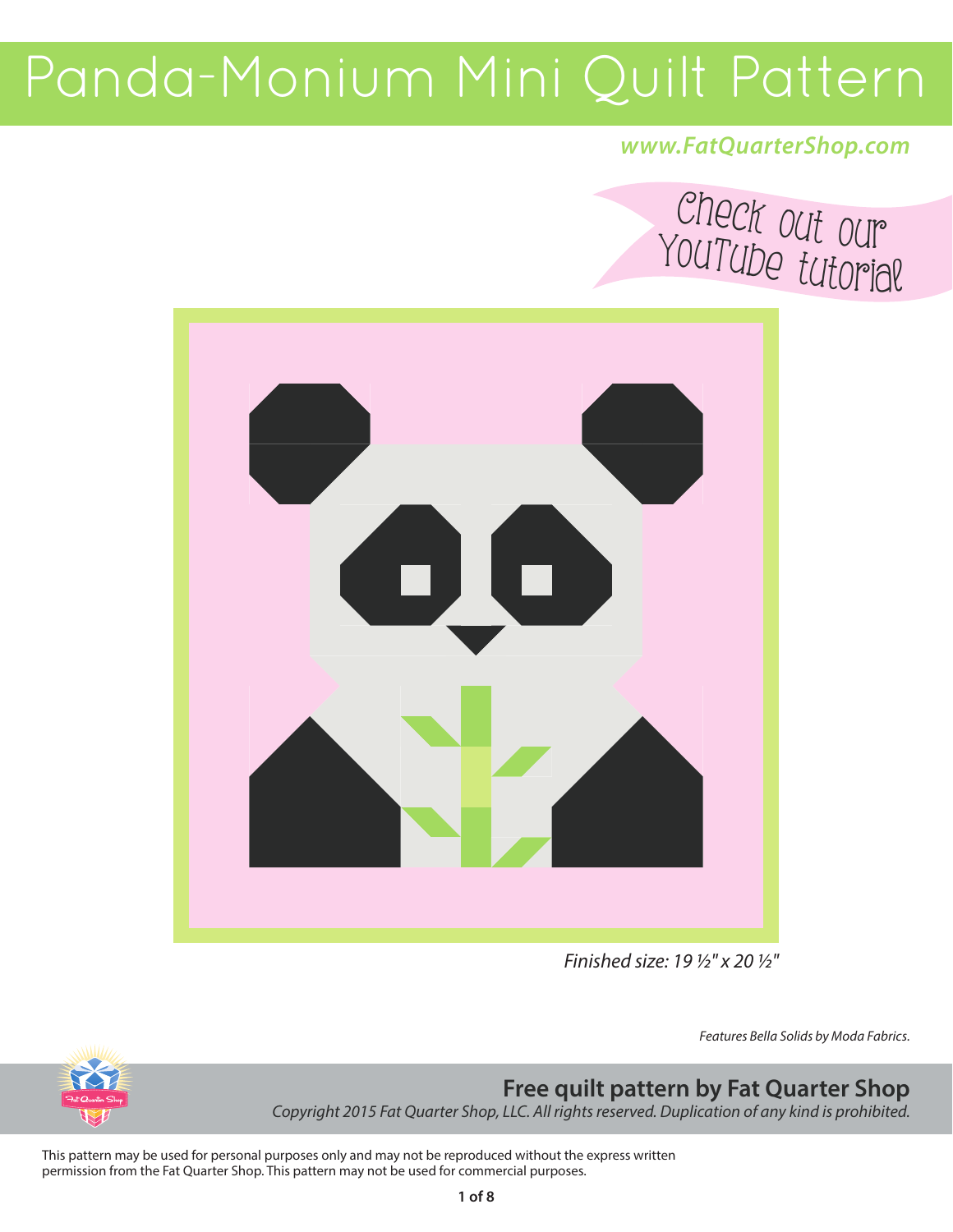# Panda-Monium Mini Quilt Pattern

***www.FatQuarterShop.com***

Check out our YouTube tutorial

*Finished size: 19 ½" x 20 ½"*

*Features Bella Solids by Moda Fabrics.*

**Free quilt pattern by Fat Quarter Shop**

*Copyright 2015 Fat Quarter Shop, LLC. All rights reserved. Duplication of any kind is prohibited.*

This pattern may be used for personal purposes only and may not be reproduced without the express written permission from the Fat Quarter Shop. This pattern may not be used for commercial purposes.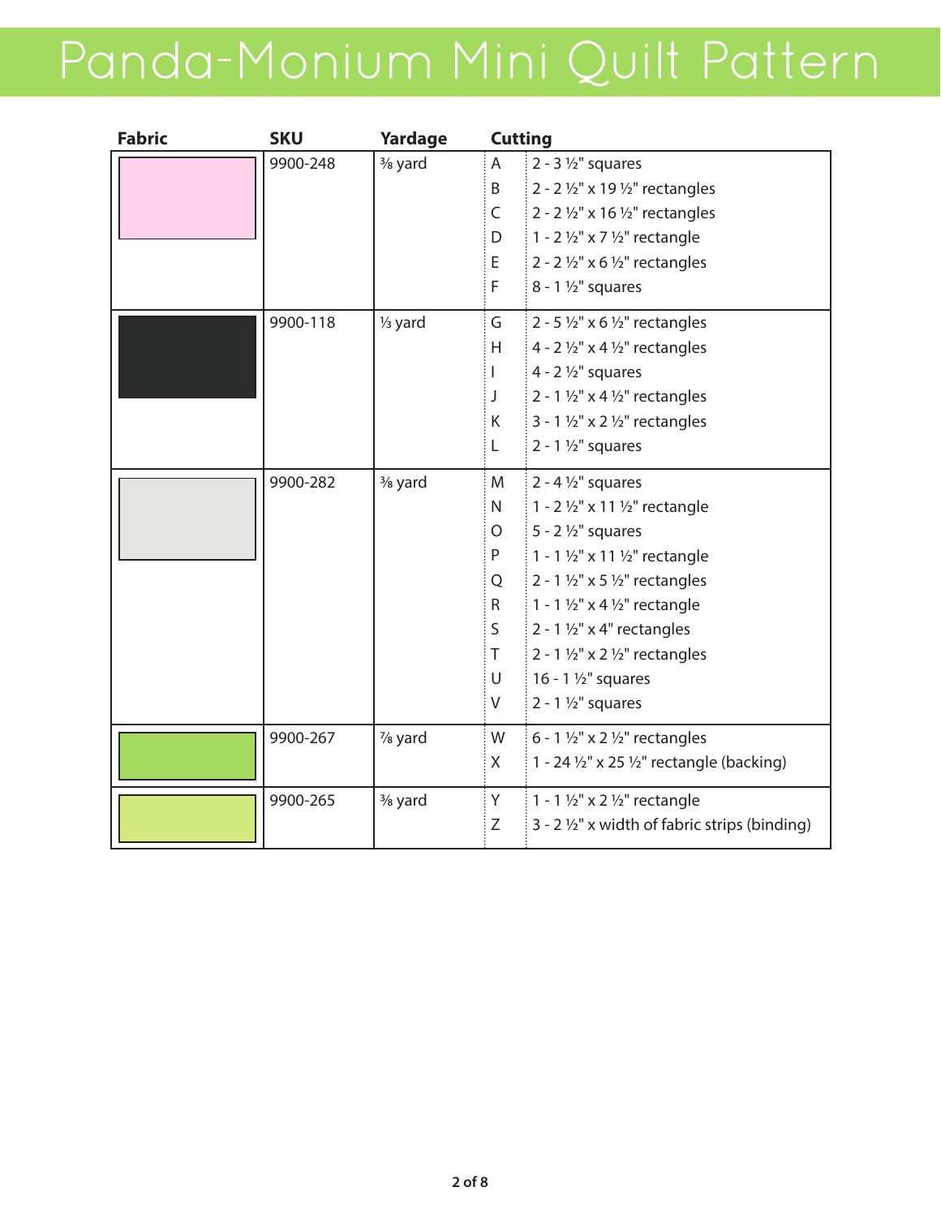# Panda-Monium Mini Quilt Pattern

| Fabric | SKU | Yardage | Cutting | |
|---|---|---|---|---|
| | 9900-248 | ⅜ yard | A | 2 - 3 ½" squares |
| | | | B | 2 - 2 ½" x 19 ½" rectangles |
| | | | C | 2 - 2 ½" x 16 ½" rectangles |
| | | | D | 1 - 2 ½" x 7 ½" rectangle |
| | | | E | 2 - 2 ½" x 6 ½" rectangles |
| | | | F | 8 - 1 ½" squares |
| | 9900-118 | ⅓ yard | G | 2 - 5 ½" x 6 ½" rectangles |
| | | | H | 4 - 2 ½" x 4 ½" rectangles |
| | | | I | 4 - 2 ½" squares |
| | | | J | 2 - 1 ½" x 4 ½" rectangles |
| | | | K | 3 - 1 ½" x 2 ½" rectangles |
| | | | L | 2 - 1 ½" squares |
| | 9900-282 | ⅜ yard | M | 2 - 4 ½" squares |
| | | | N | 1 - 2 ½" x 11 ½" rectangle |
| | | | O | 5 - 2 ½" squares |
| | | | P | 1 - 1 ½" x 11 ½" rectangle |
| | | | Q | 2 - 1 ½" x 5 ½" rectangles |
| | | | R | 1 - 1 ½" x 4 ½" rectangle |
| | | | S | 2 - 1 ½" x 4" rectangles |
| | | | T | 2 - 1 ½" x 2 ½" rectangles |
| | | | U | 16 - 1 ½" squares |
| | | | V | 2 - 1 ½" squares |
| | 9900-267 | ⅞ yard | W | 6 - 1 ½" x 2 ½" rectangles |
| | | | X | 1 - 24 ½" x 25 ½" rectangle (backing) |
| | 9900-265 | ⅜ yard | Y | 1 - 1 ½" x 2 ½" rectangle |
| | | | Z | 3 - 2 ½" x width of fabric strips (binding) |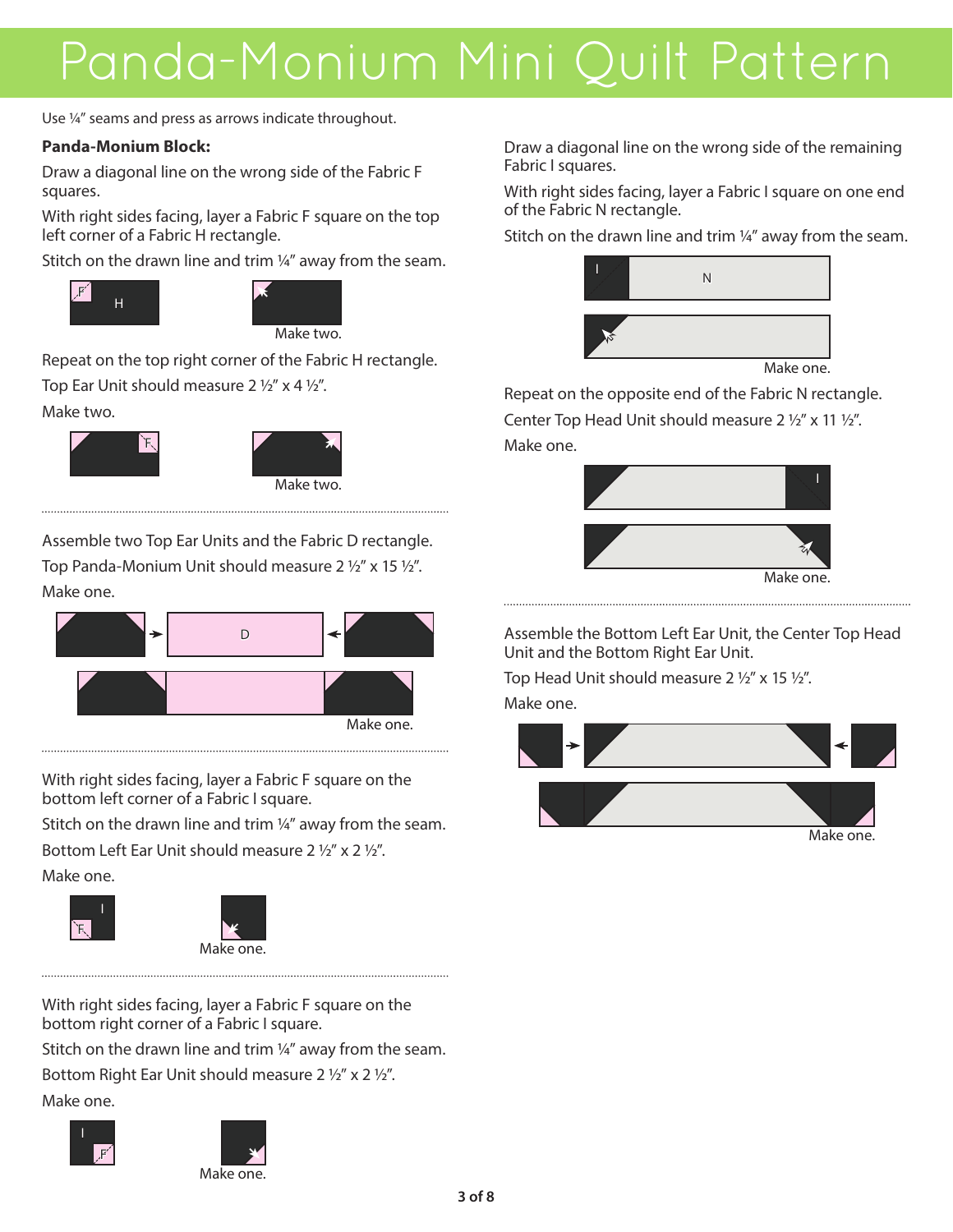# Panda-Monium Mini Quilt Pattern

Use ¼" seams and press as arrows indicate throughout.

**Panda-Monium Block:**

Draw a diagonal line on the wrong side of the Fabric F squares.

With right sides facing, layer a Fabric F square on the top left corner of a Fabric H rectangle.

Stitch on the drawn line and trim ¼" away from the seam.

Make two.

Repeat on the top right corner of the Fabric H rectangle.

Top Ear Unit should measure 2 ½" x 4 ½".

Make two.

Make two.

Assemble two Top Ear Units and the Fabric D rectangle.

Top Panda-Monium Unit should measure 2 ½" x 15 ½".

Make one.

Make one.

With right sides facing, layer a Fabric F square on the bottom left corner of a Fabric I square.

Stitch on the drawn line and trim ¼" away from the seam.

Bottom Left Ear Unit should measure 2 ½" x 2 ½".

Make one.

Make one.

With right sides facing, layer a Fabric F square on the bottom right corner of a Fabric I square.

Stitch on the drawn line and trim ¼" away from the seam.

Bottom Right Ear Unit should measure 2 ½" x 2 ½".

Make one.

Make one.

Draw a diagonal line on the wrong side of the remaining Fabric I squares.

With right sides facing, layer a Fabric I square on one end of the Fabric N rectangle.

Stitch on the drawn line and trim ¼" away from the seam.

Make one.

Repeat on the opposite end of the Fabric N rectangle.

Center Top Head Unit should measure 2 ½" x 11 ½".

Make one.

Make one.

Assemble the Bottom Left Ear Unit, the Center Top Head Unit and the Bottom Right Ear Unit.

Top Head Unit should measure 2 ½" x 15 ½".

Make one.

Make one.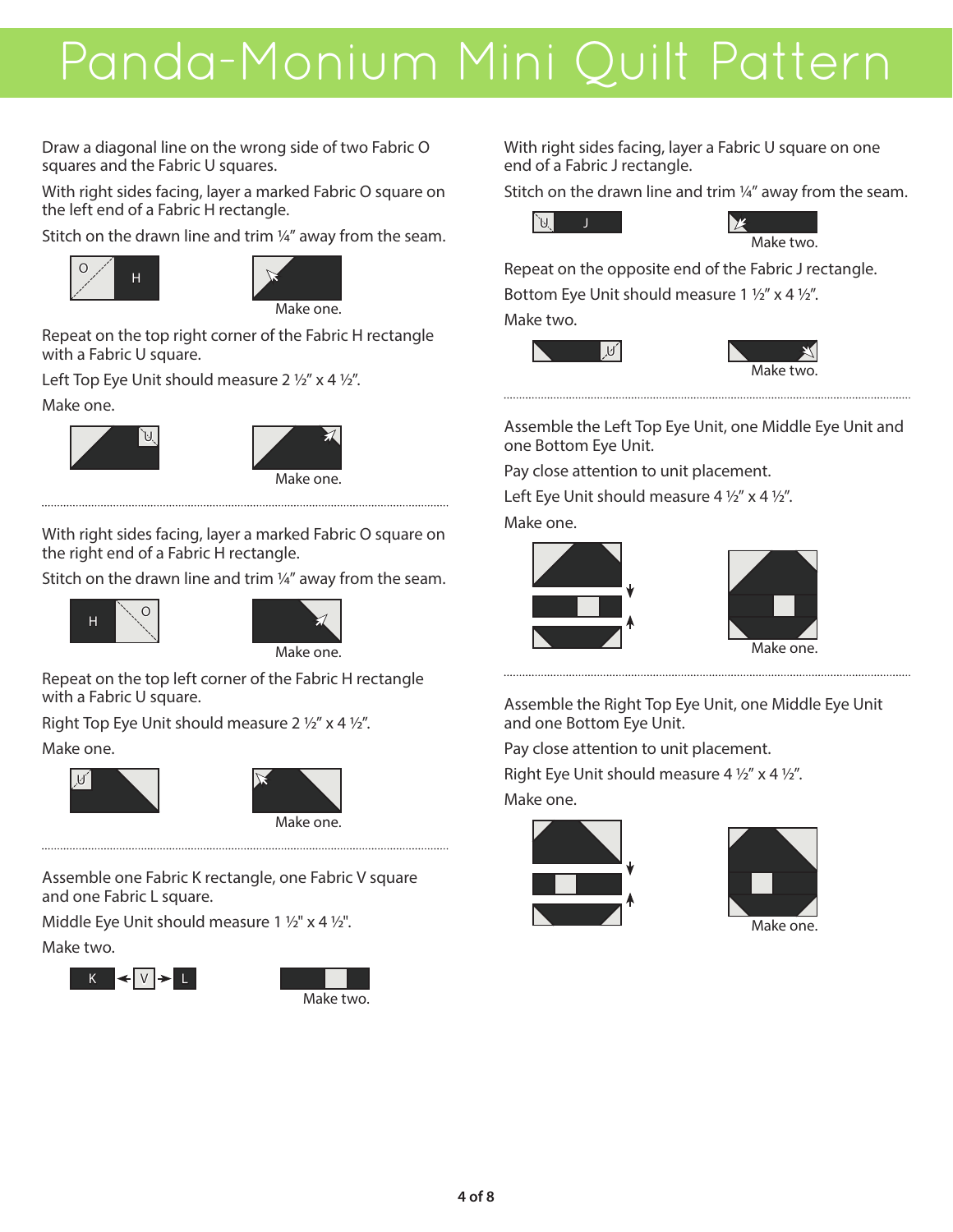# Panda-Monium Mini Quilt Pattern

Draw a diagonal line on the wrong side of two Fabric O squares and the Fabric U squares.

With right sides facing, layer a marked Fabric O square on the left end of a Fabric H rectangle.

Stitch on the drawn line and trim ¼" away from the seam.

O H

Make one.

Repeat on the top right corner of the Fabric H rectangle with a Fabric U square.

Left Top Eye Unit should measure 2 ½" x 4 ½".

Make one.

U

Make one.

---

With right sides facing, layer a marked Fabric O square on the right end of a Fabric H rectangle.

Stitch on the drawn line and trim ¼" away from the seam.

H O

Make one.

Repeat on the top left corner of the Fabric H rectangle with a Fabric U square.

Right Top Eye Unit should measure 2 ½" x 4 ½".

Make one.

U

Make one.

---

Assemble one Fabric K rectangle, one Fabric V square and one Fabric L square.

Middle Eye Unit should measure 1 ½" x 4 ½".

Make two.

K V L

Make two.

With right sides facing, layer a Fabric U square on one end of a Fabric J rectangle.

Stitch on the drawn line and trim ¼" away from the seam.

U J

Make two.

Repeat on the opposite end of the Fabric J rectangle.

Bottom Eye Unit should measure 1 ½" x 4 ½".

Make two.

U

Make two.

---

Assemble the Left Top Eye Unit, one Middle Eye Unit and one Bottom Eye Unit.

Pay close attention to unit placement.

Left Eye Unit should measure 4 ½" x 4 ½".

Make one.

Make one.

---

Assemble the Right Top Eye Unit, one Middle Eye Unit and one Bottom Eye Unit.

Pay close attention to unit placement.

Right Eye Unit should measure 4 ½" x 4 ½".

Make one.

Make one.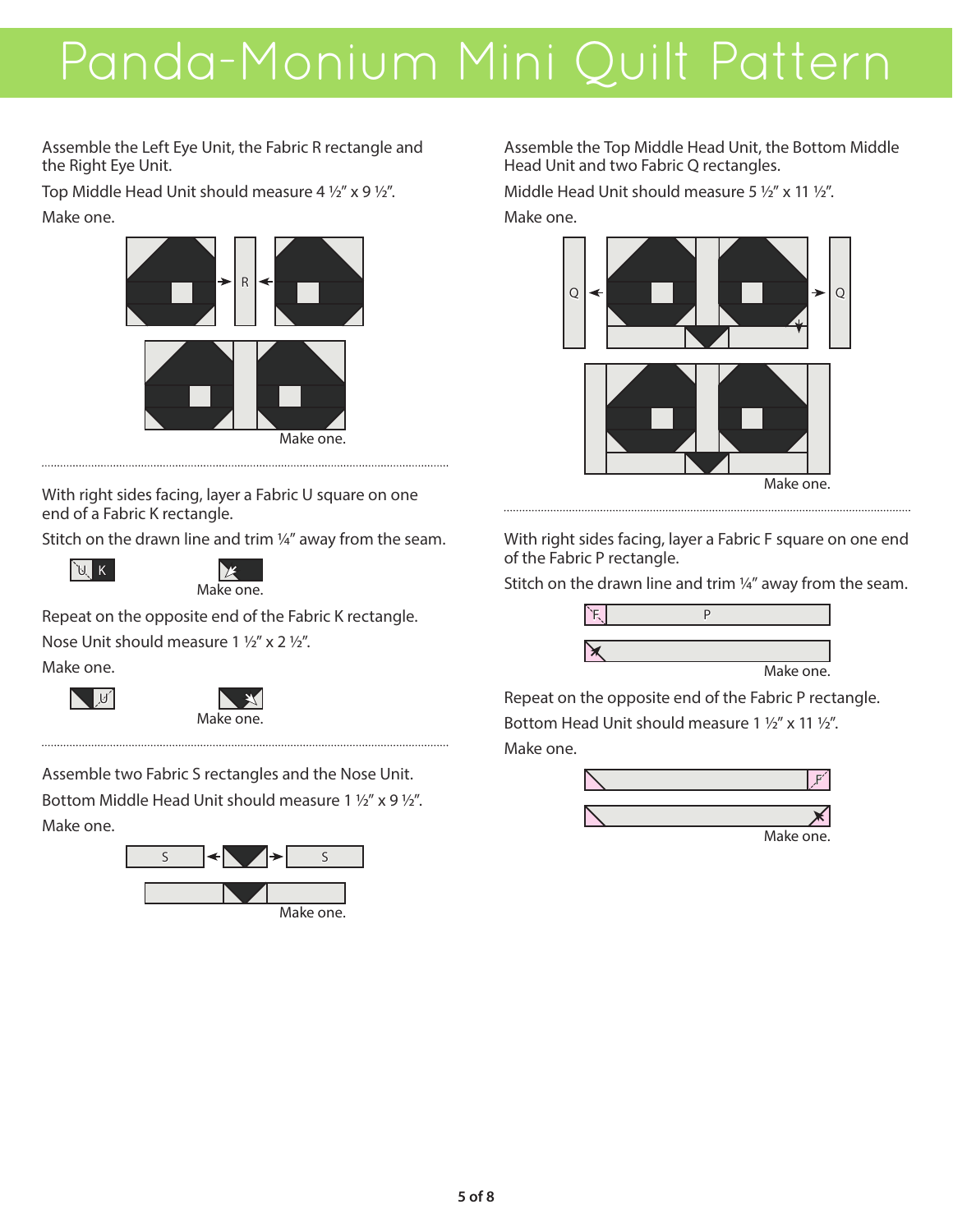# Panda-Monium Mini Quilt Pattern

Assemble the Left Eye Unit, the Fabric R rectangle and the Right Eye Unit.

Top Middle Head Unit should measure 4 ½" x 9 ½".

Make one.

R

Make one.

---

With right sides facing, layer a Fabric U square on one end of a Fabric K rectangle.

Stitch on the drawn line and trim ¼" away from the seam.

U K

Make one.

Repeat on the opposite end of the Fabric K rectangle.

Nose Unit should measure 1 ½" x 2 ½".

Make one.

U

Make one.

---

Assemble two Fabric S rectangles and the Nose Unit.

Bottom Middle Head Unit should measure 1 ½" x 9 ½".

Make one.

S S

Make one.

Assemble the Top Middle Head Unit, the Bottom Middle Head Unit and two Fabric Q rectangles.

Middle Head Unit should measure 5 ½" x 11 ½".

Make one.

Q Q

Make one.

---

With right sides facing, layer a Fabric F square on one end of the Fabric P rectangle.

Stitch on the drawn line and trim ¼" away from the seam.

F P

Make one.

Repeat on the opposite end of the Fabric P rectangle.

Bottom Head Unit should measure 1 ½" x 11 ½".

Make one.

F

Make one.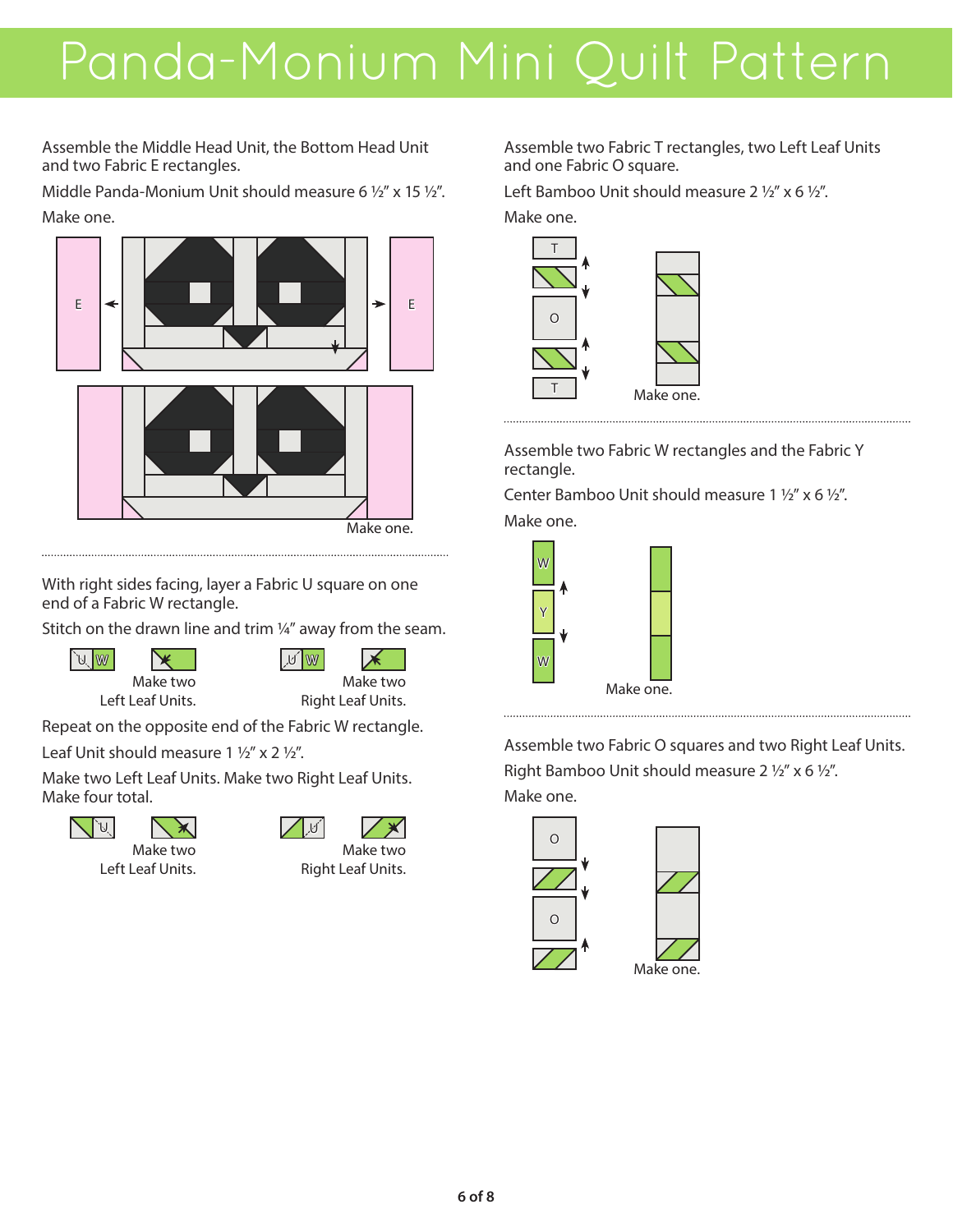# Panda-Monium Mini Quilt Pattern

Assemble the Middle Head Unit, the Bottom Head Unit and two Fabric E rectangles.

Middle Panda-Monium Unit should measure 6 ½" x 15 ½".

Make one.

E E

Make one.

With right sides facing, layer a Fabric U square on one end of a Fabric W rectangle.

Stitch on the drawn line and trim ¼" away from the seam.

U W — Make two Left Leaf Units.

U W — Make two Right Leaf Units.

Repeat on the opposite end of the Fabric W rectangle.

Leaf Unit should measure 1 ½" x 2 ½".

Make two Left Leaf Units. Make two Right Leaf Units. Make four total.

U — Make two Left Leaf Units.

U — Make two Right Leaf Units.

Assemble two Fabric T rectangles, two Left Leaf Units and one Fabric O square.

Left Bamboo Unit should measure 2 ½" x 6 ½".

Make one.

T O T

Make one.

Assemble two Fabric W rectangles and the Fabric Y rectangle.

Center Bamboo Unit should measure 1 ½" x 6 ½".

Make one.

W Y W

Make one.

Assemble two Fabric O squares and two Right Leaf Units.

Right Bamboo Unit should measure 2 ½" x 6 ½".

Make one.

O O

Make one.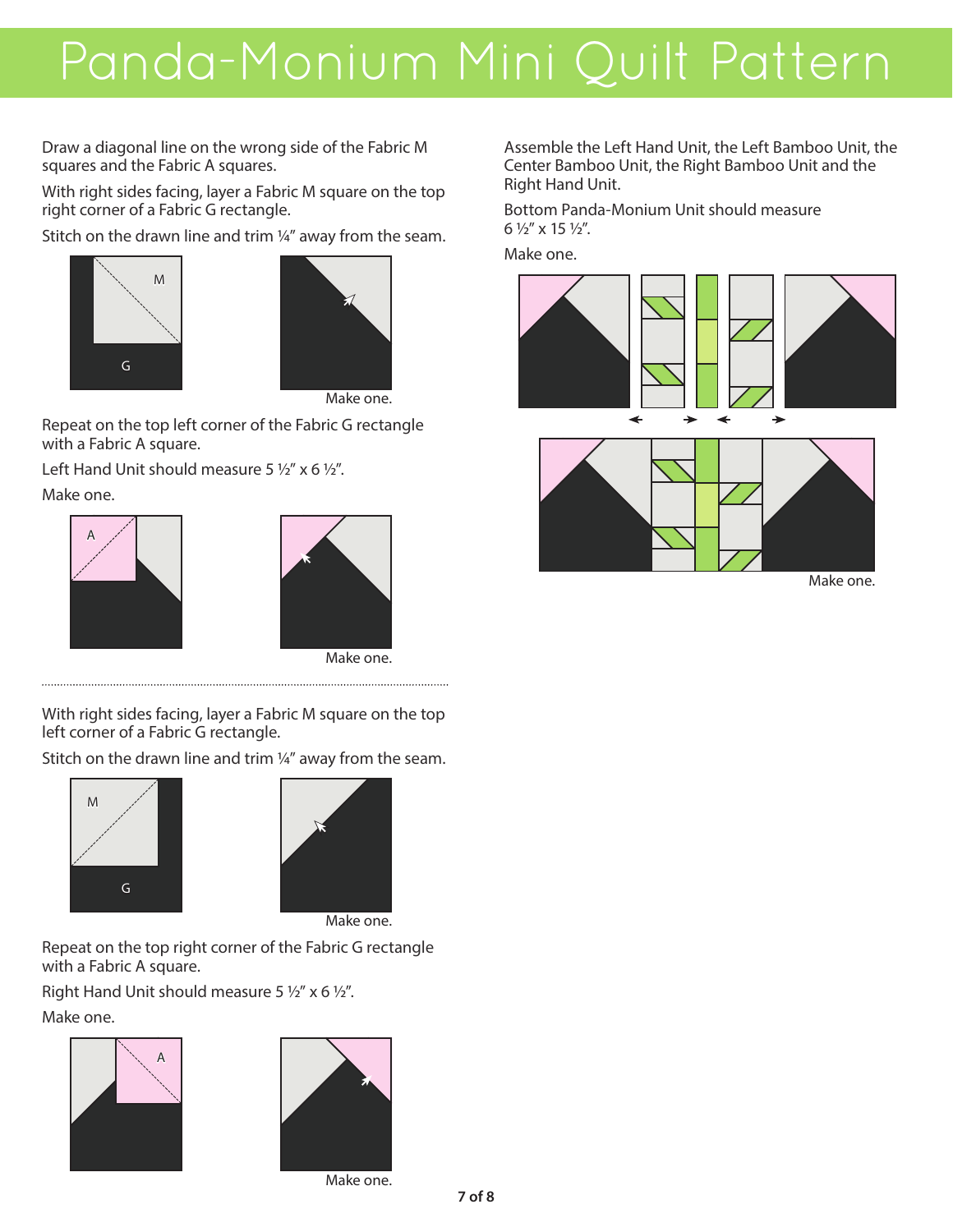# Panda-Monium Mini Quilt Pattern

Draw a diagonal line on the wrong side of the Fabric M squares and the Fabric A squares.

With right sides facing, layer a Fabric M square on the top right corner of a Fabric G rectangle.

Stitch on the drawn line and trim ¼" away from the seam.

M

G

Make one.

Repeat on the top left corner of the Fabric G rectangle with a Fabric A square.

Left Hand Unit should measure 5 ½" x 6 ½".

Make one.

A

Make one.

---

With right sides facing, layer a Fabric M square on the top left corner of a Fabric G rectangle.

Stitch on the drawn line and trim ¼" away from the seam.

M

G

Make one.

Repeat on the top right corner of the Fabric G rectangle with a Fabric A square.

Right Hand Unit should measure 5 ½" x 6 ½".

Make one.

A

Make one.

Assemble the Left Hand Unit, the Left Bamboo Unit, the Center Bamboo Unit, the Right Bamboo Unit and the Right Hand Unit.

Bottom Panda-Monium Unit should measure 6 ½" x 15 ½".

Make one.

Make one.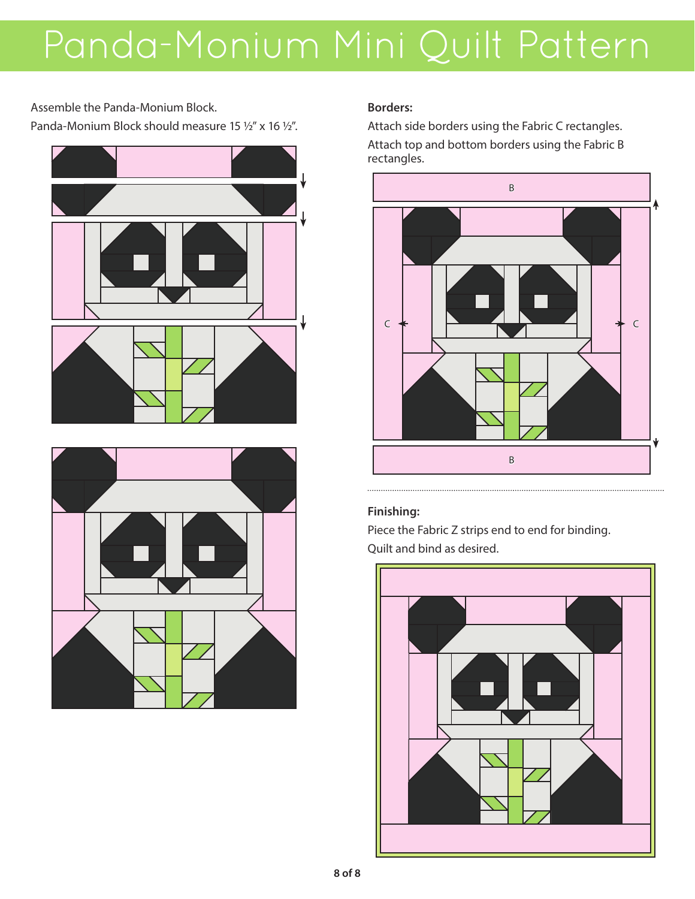# Panda-Monium Mini Quilt Pattern

Assemble the Panda-Monium Block.

Panda-Monium Block should measure 15 ½" x 16 ½".

**Borders:**

Attach side borders using the Fabric C rectangles.

Attach top and bottom borders using the Fabric B rectangles.

B

C

C

B

**Finishing:**

Piece the Fabric Z strips end to end for binding.

Quilt and bind as desired.